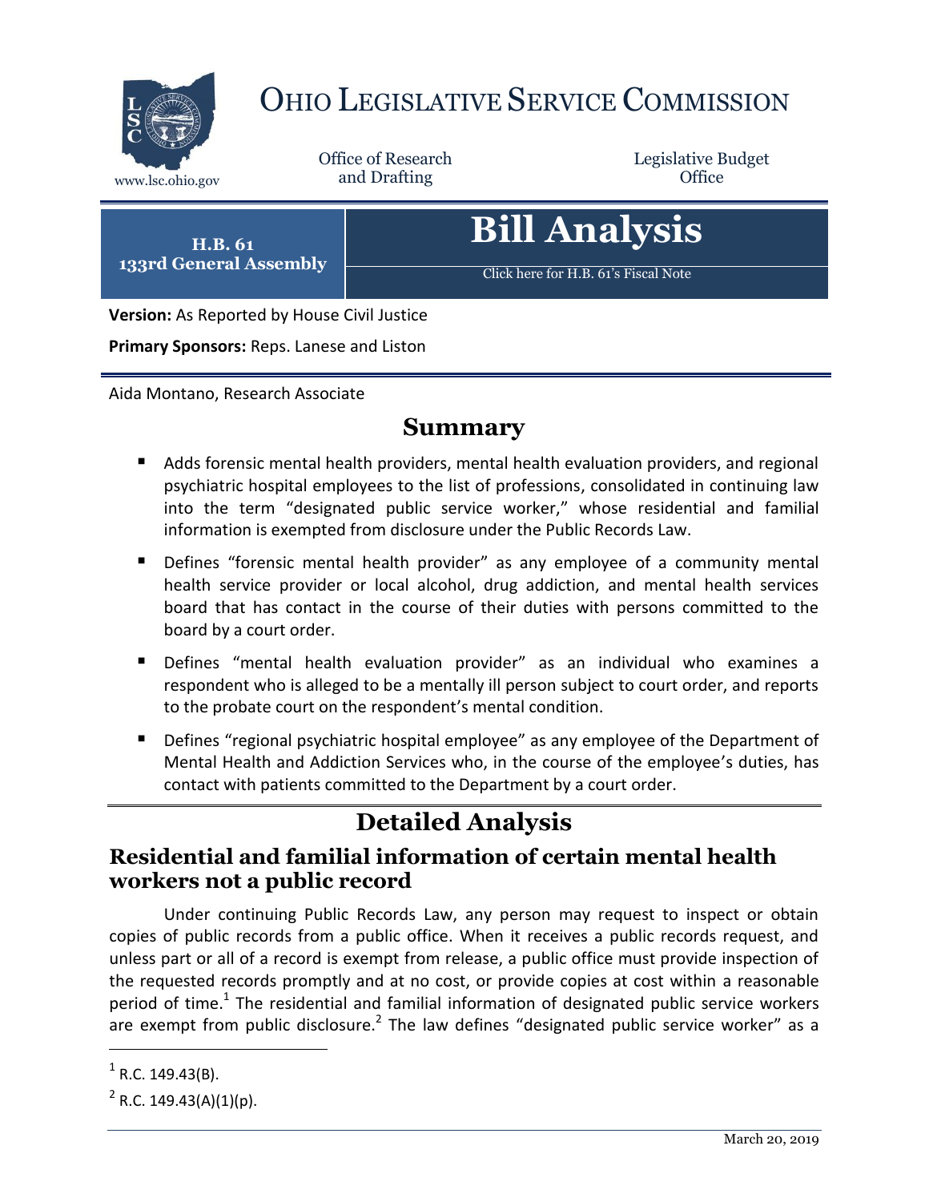# OHIO LEGISLATIVE SERVICE COMMISSION

www.lsc.ohio.gov

Office of Research and Drafting

Legislative Budget Office

**H.B. 61**
**133rd General Assembly**

# Bill Analysis

Click here for H.B. 61's Fiscal Note

**Version:** As Reported by House Civil Justice

**Primary Sponsors:** Reps. Lanese and Liston

Aida Montano, Research Associate

## Summary

- Adds forensic mental health providers, mental health evaluation providers, and regional psychiatric hospital employees to the list of professions, consolidated in continuing law into the term "designated public service worker," whose residential and familial information is exempted from disclosure under the Public Records Law.
- Defines "forensic mental health provider" as any employee of a community mental health service provider or local alcohol, drug addiction, and mental health services board that has contact in the course of their duties with persons committed to the board by a court order.
- Defines "mental health evaluation provider" as an individual who examines a respondent who is alleged to be a mentally ill person subject to court order, and reports to the probate court on the respondent's mental condition.
- Defines "regional psychiatric hospital employee" as any employee of the Department of Mental Health and Addiction Services who, in the course of the employee's duties, has contact with patients committed to the Department by a court order.

## Detailed Analysis

### Residential and familial information of certain mental health workers not a public record

Under continuing Public Records Law, any person may request to inspect or obtain copies of public records from a public office. When it receives a public records request, and unless part or all of a record is exempt from release, a public office must provide inspection of the requested records promptly and at no cost, or provide copies at cost within a reasonable period of time.[1] The residential and familial information of designated public service workers are exempt from public disclosure.[2] The law defines "designated public service worker" as a

[1] R.C. 149.43(B).

[2] R.C. 149.43(A)(1)(p).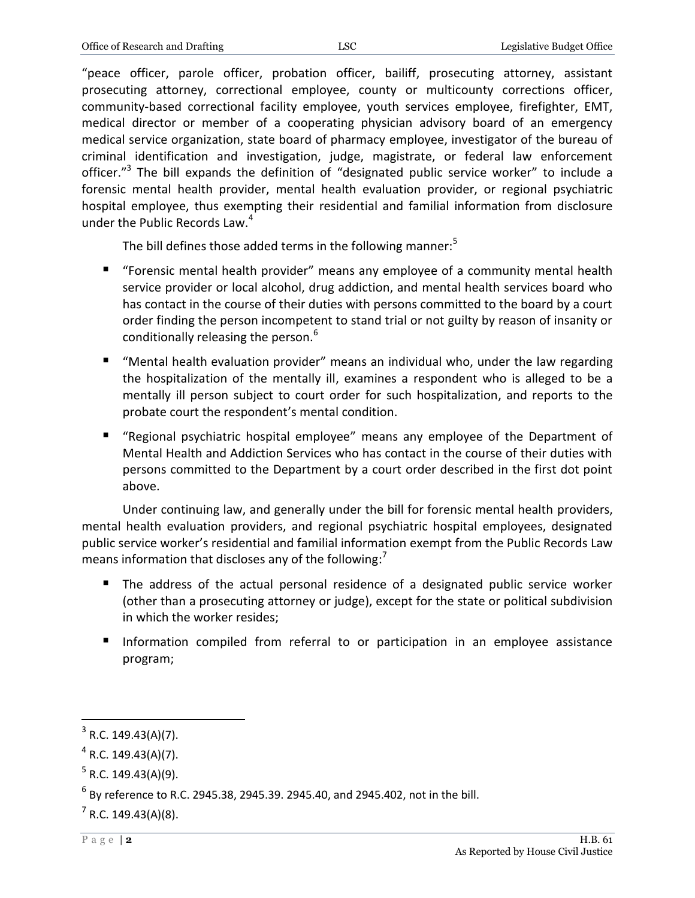"peace officer, parole officer, probation officer, bailiff, prosecuting attorney, assistant prosecuting attorney, correctional employee, county or multicounty corrections officer, community-based correctional facility employee, youth services employee, firefighter, EMT, medical director or member of a cooperating physician advisory board of an emergency medical service organization, state board of pharmacy employee, investigator of the bureau of criminal identification and investigation, judge, magistrate, or federal law enforcement officer."[3] The bill expands the definition of "designated public service worker" to include a forensic mental health provider, mental health evaluation provider, or regional psychiatric hospital employee, thus exempting their residential and familial information from disclosure under the Public Records Law.[4]

The bill defines those added terms in the following manner:[5]

- "Forensic mental health provider" means any employee of a community mental health service provider or local alcohol, drug addiction, and mental health services board who has contact in the course of their duties with persons committed to the board by a court order finding the person incompetent to stand trial or not guilty by reason of insanity or conditionally releasing the person.[6]
- "Mental health evaluation provider" means an individual who, under the law regarding the hospitalization of the mentally ill, examines a respondent who is alleged to be a mentally ill person subject to court order for such hospitalization, and reports to the probate court the respondent's mental condition.
- "Regional psychiatric hospital employee" means any employee of the Department of Mental Health and Addiction Services who has contact in the course of their duties with persons committed to the Department by a court order described in the first dot point above.

Under continuing law, and generally under the bill for forensic mental health providers, mental health evaluation providers, and regional psychiatric hospital employees, designated public service worker's residential and familial information exempt from the Public Records Law means information that discloses any of the following:[7]

- The address of the actual personal residence of a designated public service worker (other than a prosecuting attorney or judge), except for the state or political subdivision in which the worker resides;
- Information compiled from referral to or participation in an employee assistance program;

---

[3] R.C. 149.43(A)(7).

[4] R.C. 149.43(A)(7).

[5] R.C. 149.43(A)(9).

[6] By reference to R.C. 2945.38, 2945.39. 2945.40, and 2945.402, not in the bill.

[7] R.C. 149.43(A)(8).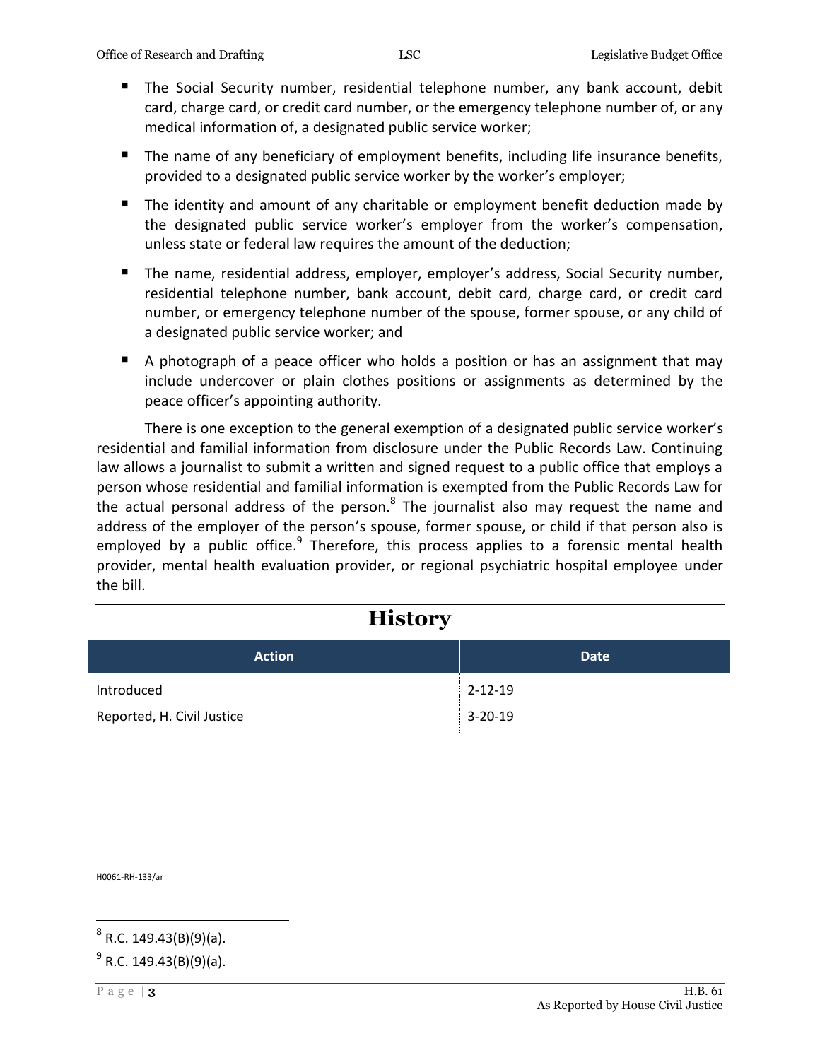- The Social Security number, residential telephone number, any bank account, debit card, charge card, or credit card number, or the emergency telephone number of, or any medical information of, a designated public service worker;
- The name of any beneficiary of employment benefits, including life insurance benefits, provided to a designated public service worker by the worker's employer;
- The identity and amount of any charitable or employment benefit deduction made by the designated public service worker's employer from the worker's compensation, unless state or federal law requires the amount of the deduction;
- The name, residential address, employer, employer's address, Social Security number, residential telephone number, bank account, debit card, charge card, or credit card number, or emergency telephone number of the spouse, former spouse, or any child of a designated public service worker; and
- A photograph of a peace officer who holds a position or has an assignment that may include undercover or plain clothes positions or assignments as determined by the peace officer's appointing authority.

There is one exception to the general exemption of a designated public service worker's residential and familial information from disclosure under the Public Records Law. Continuing law allows a journalist to submit a written and signed request to a public office that employs a person whose residential and familial information is exempted from the Public Records Law for the actual personal address of the person.[8] The journalist also may request the name and address of the employer of the person's spouse, former spouse, or child if that person also is employed by a public office.[9] Therefore, this process applies to a forensic mental health provider, mental health evaluation provider, or regional psychiatric hospital employee under the bill.

# History

| Action | Date |
|---|---|
| Introduced | 2-12-19 |
| Reported, H. Civil Justice | 3-20-19 |

H0061-RH-133/ar

[8] R.C. 149.43(B)(9)(a).

[9] R.C. 149.43(B)(9)(a).